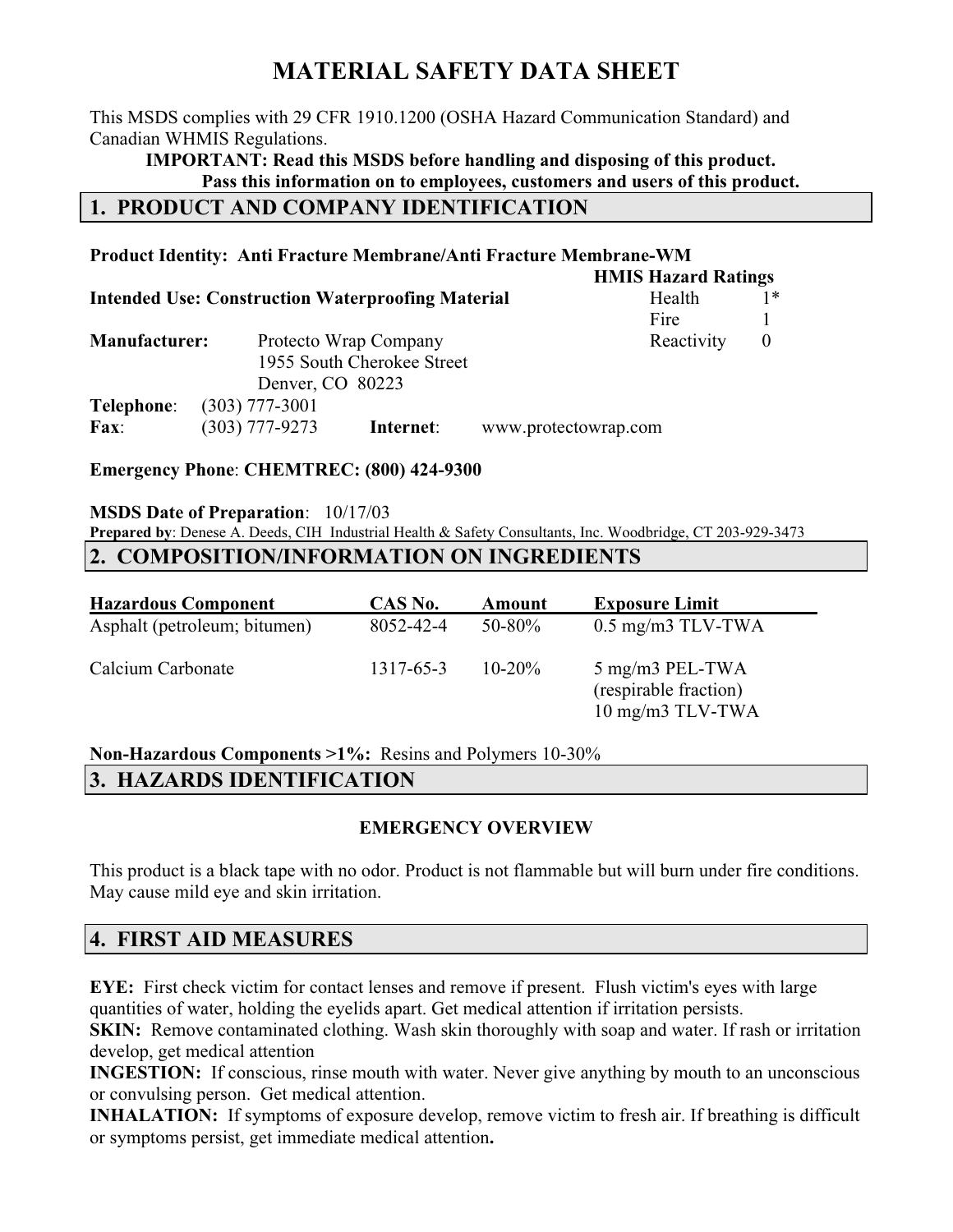# MATERIAL SAFETY DATA SHEET

This MSDS complies with 29 CFR 1910.1200 (OSHA Hazard Communication Standard) and Canadian WHMIS Regulations.

**IMPORTANT: Read this MSDS before handling and disposing of this product.**
**Pass this information on to employees, customers and users of this product.**

## 1. PRODUCT AND COMPANY IDENTIFICATION

**Product Identity: Anti Fracture Membrane/Anti Fracture Membrane-WM**

**Intended Use: Construction Waterproofing Material**

| HMIS Hazard Ratings | |
|---|---|
| Health | 1* |
| Fire | 1 |
| Reactivity | 0 |

**Manufacturer:** Protecto Wrap Company
1955 South Cherokee Street
Denver, CO 80223

**Telephone**: (303) 777-3001
**Fax**: (303) 777-9273 **Internet**: www.protectowrap.com

**Emergency Phone**: **CHEMTREC: (800) 424-9300**

**MSDS Date of Preparation**: 10/17/03
**Prepared by**: Denese A. Deeds, CIH Industrial Health & Safety Consultants, Inc. Woodbridge, CT 203-929-3473

## 2. COMPOSITION/INFORMATION ON INGREDIENTS

| Hazardous Component | CAS No. | Amount | Exposure Limit |
|---|---|---|---|
| Asphalt (petroleum; bitumen) | 8052-42-4 | 50-80% | 0.5 mg/m3 TLV-TWA |
| Calcium Carbonate | 1317-65-3 | 10-20% | 5 mg/m3 PEL-TWA (respirable fraction) 10 mg/m3 TLV-TWA |

**Non-Hazardous Components >1%:** Resins and Polymers 10-30%

## 3. HAZARDS IDENTIFICATION

**EMERGENCY OVERVIEW**

This product is a black tape with no odor. Product is not flammable but will burn under fire conditions. May cause mild eye and skin irritation.

## 4. FIRST AID MEASURES

**EYE:** First check victim for contact lenses and remove if present. Flush victim's eyes with large quantities of water, holding the eyelids apart. Get medical attention if irritation persists.
**SKIN:** Remove contaminated clothing. Wash skin thoroughly with soap and water. If rash or irritation develop, get medical attention
**INGESTION:** If conscious, rinse mouth with water. Never give anything by mouth to an unconscious or convulsing person. Get medical attention.
**INHALATION:** If symptoms of exposure develop, remove victim to fresh air. If breathing is difficult or symptoms persist, get immediate medical attention**.**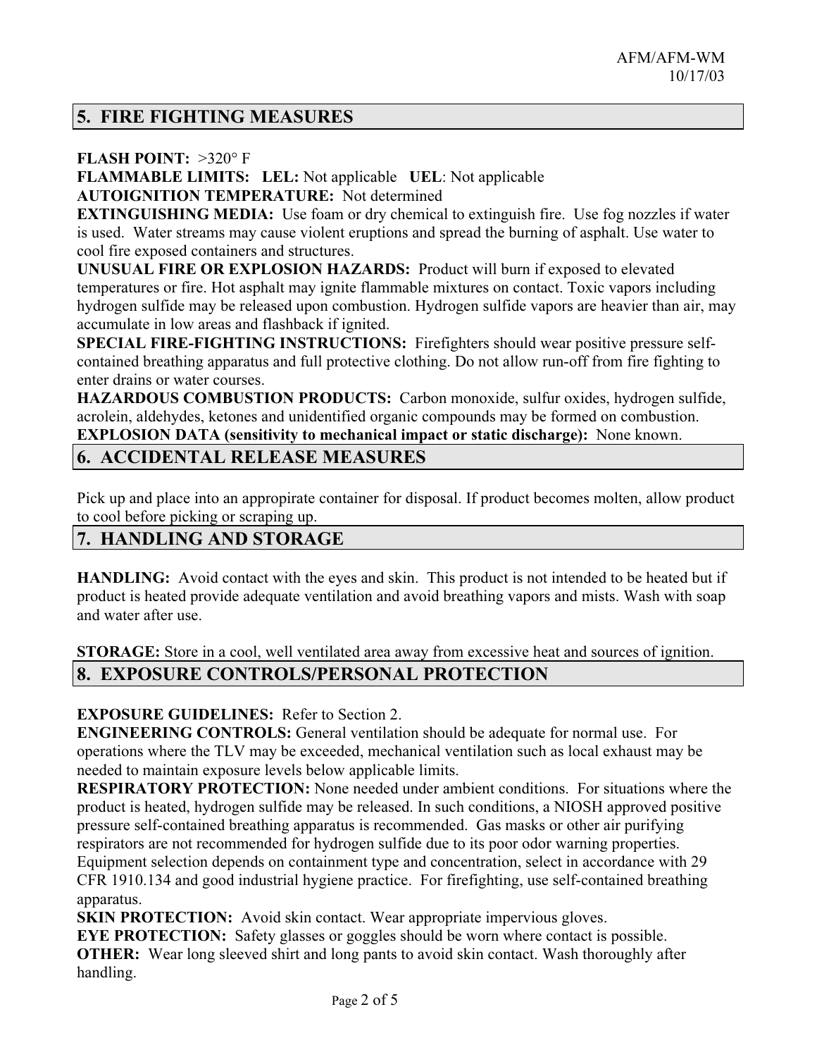## 5. FIRE FIGHTING MEASURES

**FLASH POINT:** >320° F

**FLAMMABLE LIMITS: LEL:** Not applicable **UEL**: Not applicable

**AUTOIGNITION TEMPERATURE:** Not determined

**EXTINGUISHING MEDIA:** Use foam or dry chemical to extinguish fire. Use fog nozzles if water is used. Water streams may cause violent eruptions and spread the burning of asphalt. Use water to cool fire exposed containers and structures.

**UNUSUAL FIRE OR EXPLOSION HAZARDS:** Product will burn if exposed to elevated temperatures or fire. Hot asphalt may ignite flammable mixtures on contact. Toxic vapors including hydrogen sulfide may be released upon combustion. Hydrogen sulfide vapors are heavier than air, may accumulate in low areas and flashback if ignited.

**SPECIAL FIRE-FIGHTING INSTRUCTIONS:** Firefighters should wear positive pressure self-contained breathing apparatus and full protective clothing. Do not allow run-off from fire fighting to enter drains or water courses.

**HAZARDOUS COMBUSTION PRODUCTS:** Carbon monoxide, sulfur oxides, hydrogen sulfide, acrolein, aldehydes, ketones and unidentified organic compounds may be formed on combustion.

**EXPLOSION DATA (sensitivity to mechanical impact or static discharge):** None known.

## 6. ACCIDENTAL RELEASE MEASURES

Pick up and place into an appropirate container for disposal. If product becomes molten, allow product to cool before picking or scraping up.

## 7. HANDLING AND STORAGE

**HANDLING:** Avoid contact with the eyes and skin. This product is not intended to be heated but if product is heated provide adequate ventilation and avoid breathing vapors and mists. Wash with soap and water after use.

**STORAGE:** Store in a cool, well ventilated area away from excessive heat and sources of ignition.

## 8. EXPOSURE CONTROLS/PERSONAL PROTECTION

**EXPOSURE GUIDELINES:** Refer to Section 2.

**ENGINEERING CONTROLS:** General ventilation should be adequate for normal use. For operations where the TLV may be exceeded, mechanical ventilation such as local exhaust may be needed to maintain exposure levels below applicable limits.

**RESPIRATORY PROTECTION:** None needed under ambient conditions. For situations where the product is heated, hydrogen sulfide may be released. In such conditions, a NIOSH approved positive pressure self-contained breathing apparatus is recommended. Gas masks or other air purifying respirators are not recommended for hydrogen sulfide due to its poor odor warning properties. Equipment selection depends on containment type and concentration, select in accordance with 29 CFR 1910.134 and good industrial hygiene practice. For firefighting, use self-contained breathing apparatus.

**SKIN PROTECTION:** Avoid skin contact. Wear appropriate impervious gloves.

**EYE PROTECTION:** Safety glasses or goggles should be worn where contact is possible.

**OTHER:** Wear long sleeved shirt and long pants to avoid skin contact. Wash thoroughly after handling.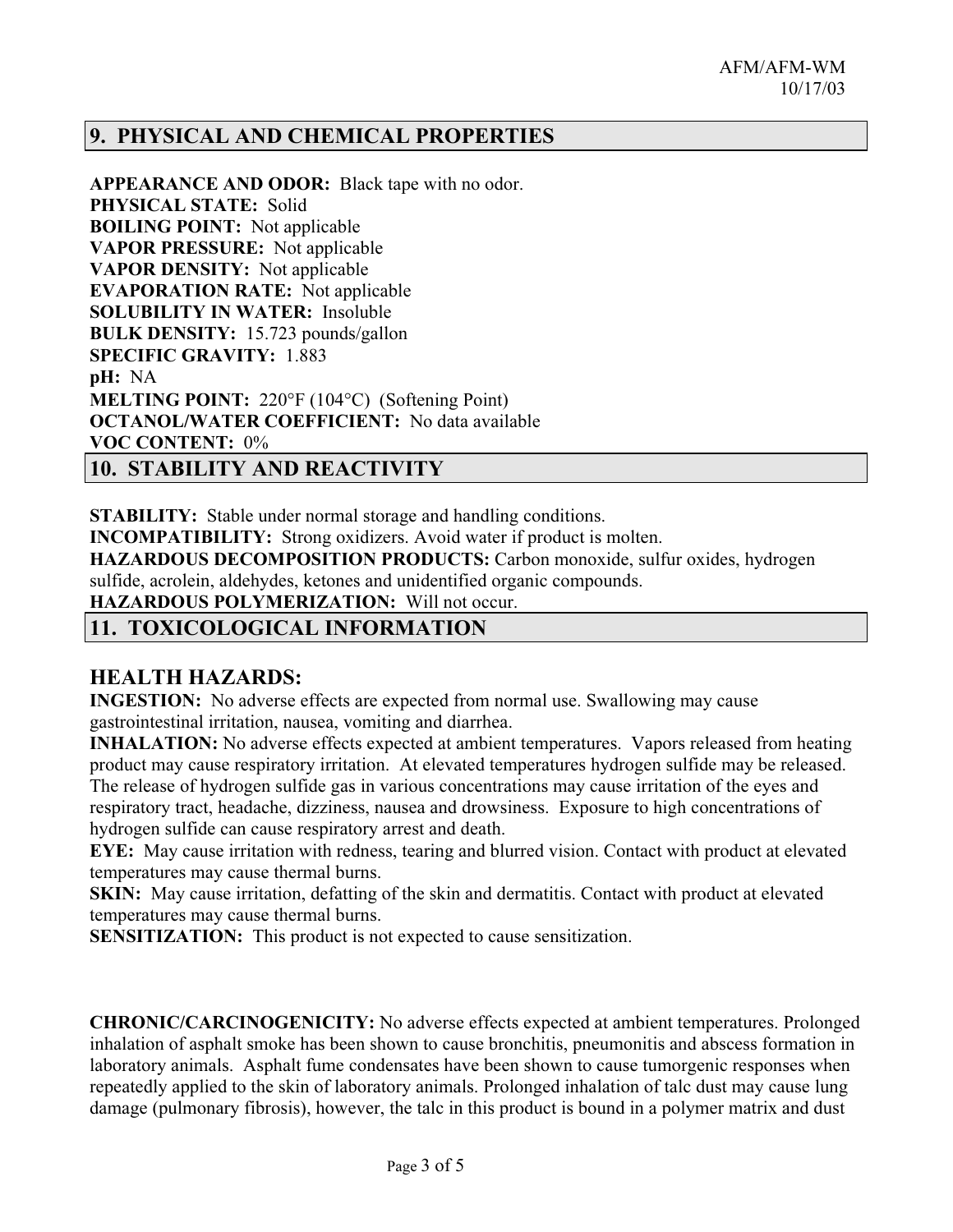## 9. PHYSICAL AND CHEMICAL PROPERTIES

**APPEARANCE AND ODOR:** Black tape with no odor.
**PHYSICAL STATE:** Solid
**BOILING POINT:** Not applicable
**VAPOR PRESSURE:** Not applicable
**VAPOR DENSITY:** Not applicable
**EVAPORATION RATE:** Not applicable
**SOLUBILITY IN WATER:** Insoluble
**BULK DENSITY:** 15.723 pounds/gallon
**SPECIFIC GRAVITY:** 1.883
**pH:** NA
**MELTING POINT:** 220°F (104°C) (Softening Point)
**OCTANOL/WATER COEFFICIENT:** No data available
**VOC CONTENT:** 0%

## 10. STABILITY AND REACTIVITY

**STABILITY:** Stable under normal storage and handling conditions.
**INCOMPATIBILITY:** Strong oxidizers. Avoid water if product is molten.
**HAZARDOUS DECOMPOSITION PRODUCTS:** Carbon monoxide, sulfur oxides, hydrogen sulfide, acrolein, aldehydes, ketones and unidentified organic compounds.
**HAZARDOUS POLYMERIZATION:** Will not occur.

## 11. TOXICOLOGICAL INFORMATION

### HEALTH HAZARDS:

**INGESTION:** No adverse effects are expected from normal use. Swallowing may cause gastrointestinal irritation, nausea, vomiting and diarrhea.
**INHALATION:** No adverse effects expected at ambient temperatures. Vapors released from heating product may cause respiratory irritation. At elevated temperatures hydrogen sulfide may be released. The release of hydrogen sulfide gas in various concentrations may cause irritation of the eyes and respiratory tract, headache, dizziness, nausea and drowsiness. Exposure to high concentrations of hydrogen sulfide can cause respiratory arrest and death.
**EYE:** May cause irritation with redness, tearing and blurred vision. Contact with product at elevated temperatures may cause thermal burns.
**SKIN:** May cause irritation, defatting of the skin and dermatitis. Contact with product at elevated temperatures may cause thermal burns.
**SENSITIZATION:** This product is not expected to cause sensitization.

**CHRONIC/CARCINOGENICITY:** No adverse effects expected at ambient temperatures. Prolonged inhalation of asphalt smoke has been shown to cause bronchitis, pneumonitis and abscess formation in laboratory animals. Asphalt fume condensates have been shown to cause tumorgenic responses when repeatedly applied to the skin of laboratory animals. Prolonged inhalation of talc dust may cause lung damage (pulmonary fibrosis), however, the talc in this product is bound in a polymer matrix and dust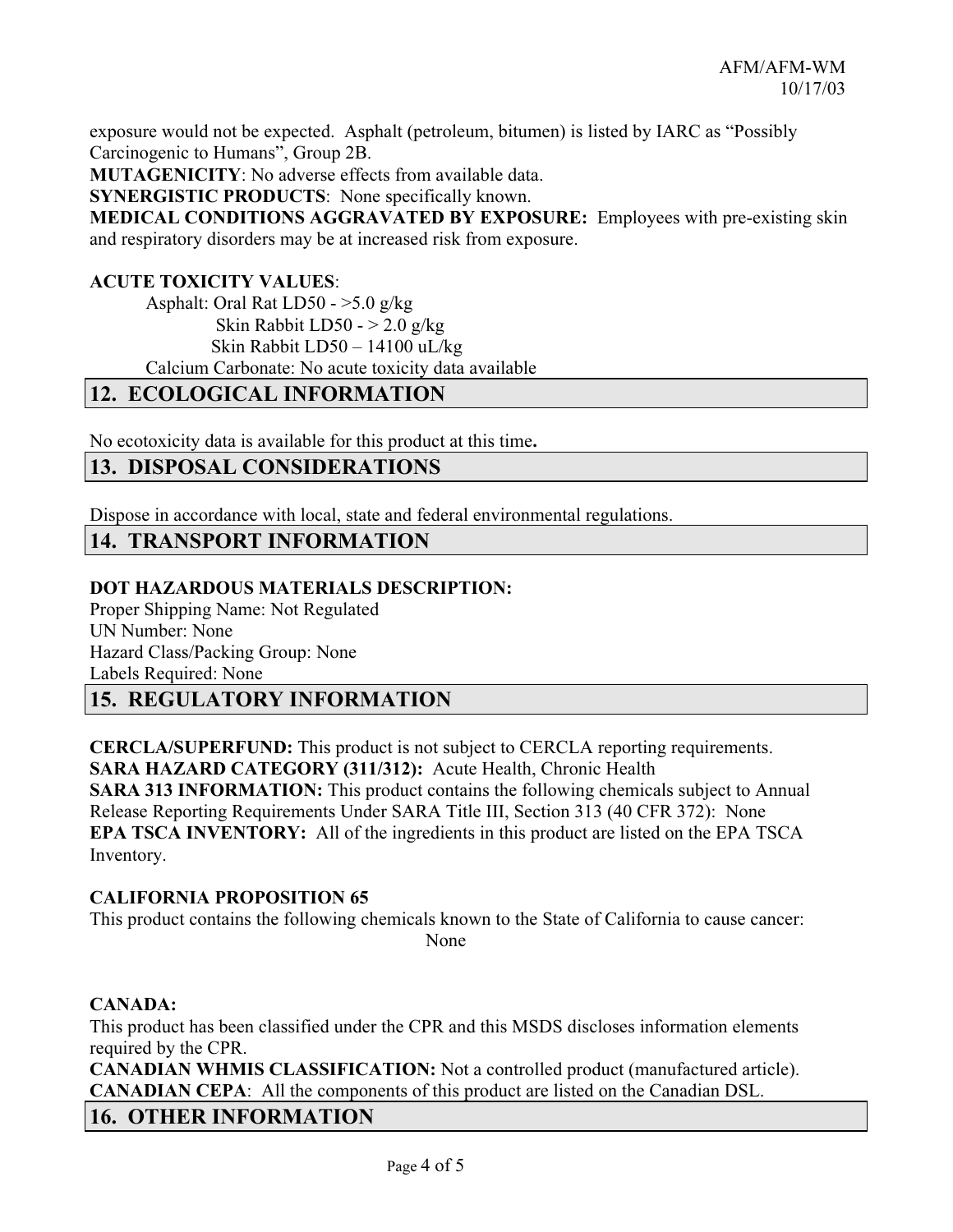exposure would not be expected. Asphalt (petroleum, bitumen) is listed by IARC as "Possibly Carcinogenic to Humans", Group 2B.

**MUTAGENICITY**: No adverse effects from available data.

**SYNERGISTIC PRODUCTS**: None specifically known.

**MEDICAL CONDITIONS AGGRAVATED BY EXPOSURE:** Employees with pre-existing skin and respiratory disorders may be at increased risk from exposure.

**ACUTE TOXICITY VALUES**:

Asphalt: Oral Rat LD50 - >5.0 g/kg
Skin Rabbit LD50 - > 2.0 g/kg
Skin Rabbit LD50 – 14100 uL/kg

Calcium Carbonate: No acute toxicity data available

## 12. ECOLOGICAL INFORMATION

No ecotoxicity data is available for this product at this time**.**

## 13. DISPOSAL CONSIDERATIONS

Dispose in accordance with local, state and federal environmental regulations.

## 14. TRANSPORT INFORMATION

**DOT HAZARDOUS MATERIALS DESCRIPTION:**

Proper Shipping Name: Not Regulated
UN Number: None
Hazard Class/Packing Group: None
Labels Required: None

## 15. REGULATORY INFORMATION

**CERCLA/SUPERFUND:** This product is not subject to CERCLA reporting requirements.

**SARA HAZARD CATEGORY (311/312):** Acute Health, Chronic Health

**SARA 313 INFORMATION:** This product contains the following chemicals subject to Annual Release Reporting Requirements Under SARA Title III, Section 313 (40 CFR 372): None

**EPA TSCA INVENTORY:** All of the ingredients in this product are listed on the EPA TSCA Inventory.

**CALIFORNIA PROPOSITION 65**

This product contains the following chemicals known to the State of California to cause cancer:

None

**CANADA:**

This product has been classified under the CPR and this MSDS discloses information elements required by the CPR.

**CANADIAN WHMIS CLASSIFICATION:** Not a controlled product (manufactured article).

**CANADIAN CEPA**: All the components of this product are listed on the Canadian DSL.

## 16. OTHER INFORMATION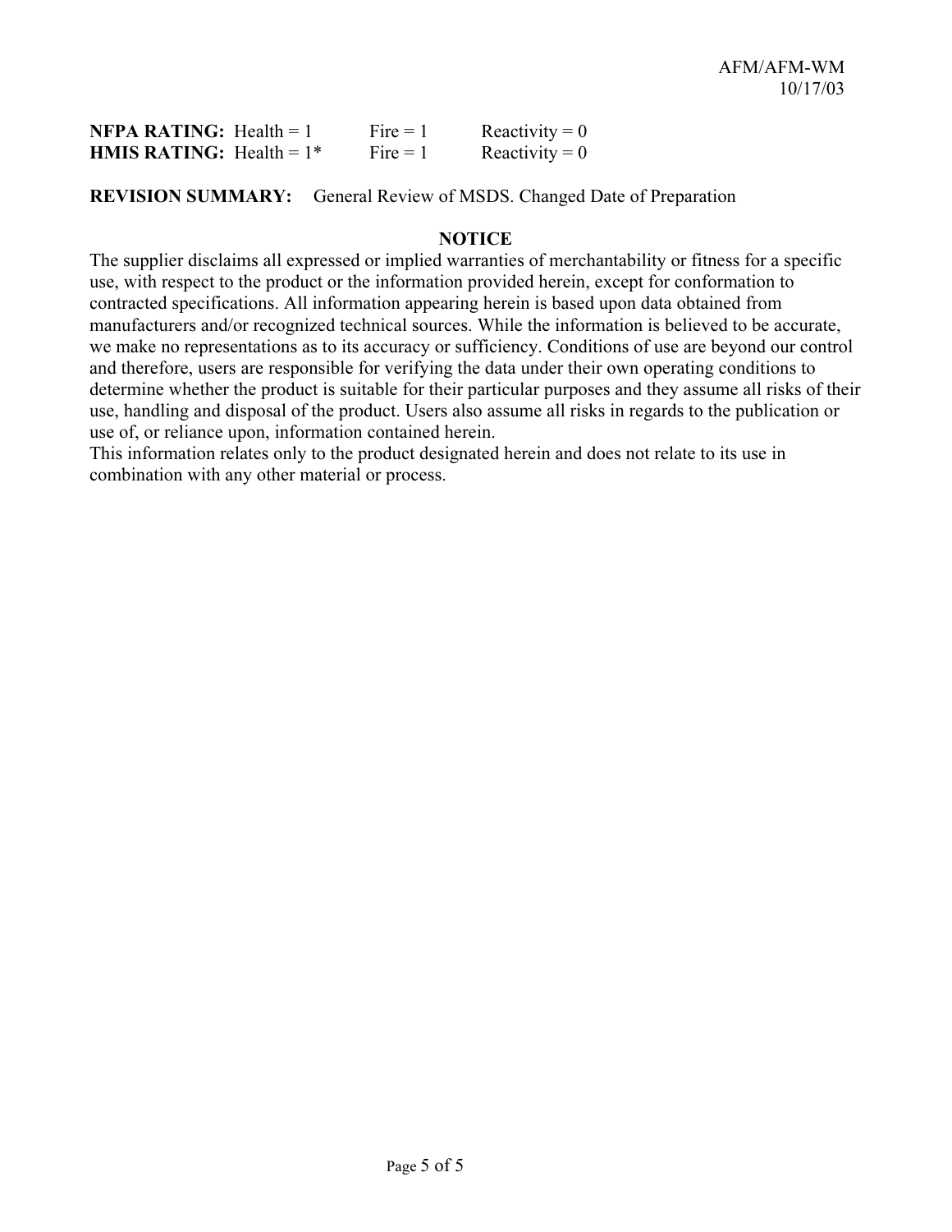**NFPA RATING:** Health = 1 Fire = 1 Reactivity = 0
**HMIS RATING:** Health = 1* Fire = 1 Reactivity = 0

**REVISION SUMMARY:** General Review of MSDS. Changed Date of Preparation

**NOTICE**

The supplier disclaims all expressed or implied warranties of merchantability or fitness for a specific use, with respect to the product or the information provided herein, except for conformation to contracted specifications. All information appearing herein is based upon data obtained from manufacturers and/or recognized technical sources. While the information is believed to be accurate, we make no representations as to its accuracy or sufficiency. Conditions of use are beyond our control and therefore, users are responsible for verifying the data under their own operating conditions to determine whether the product is suitable for their particular purposes and they assume all risks of their use, handling and disposal of the product. Users also assume all risks in regards to the publication or use of, or reliance upon, information contained herein.
This information relates only to the product designated herein and does not relate to its use in combination with any other material or process.